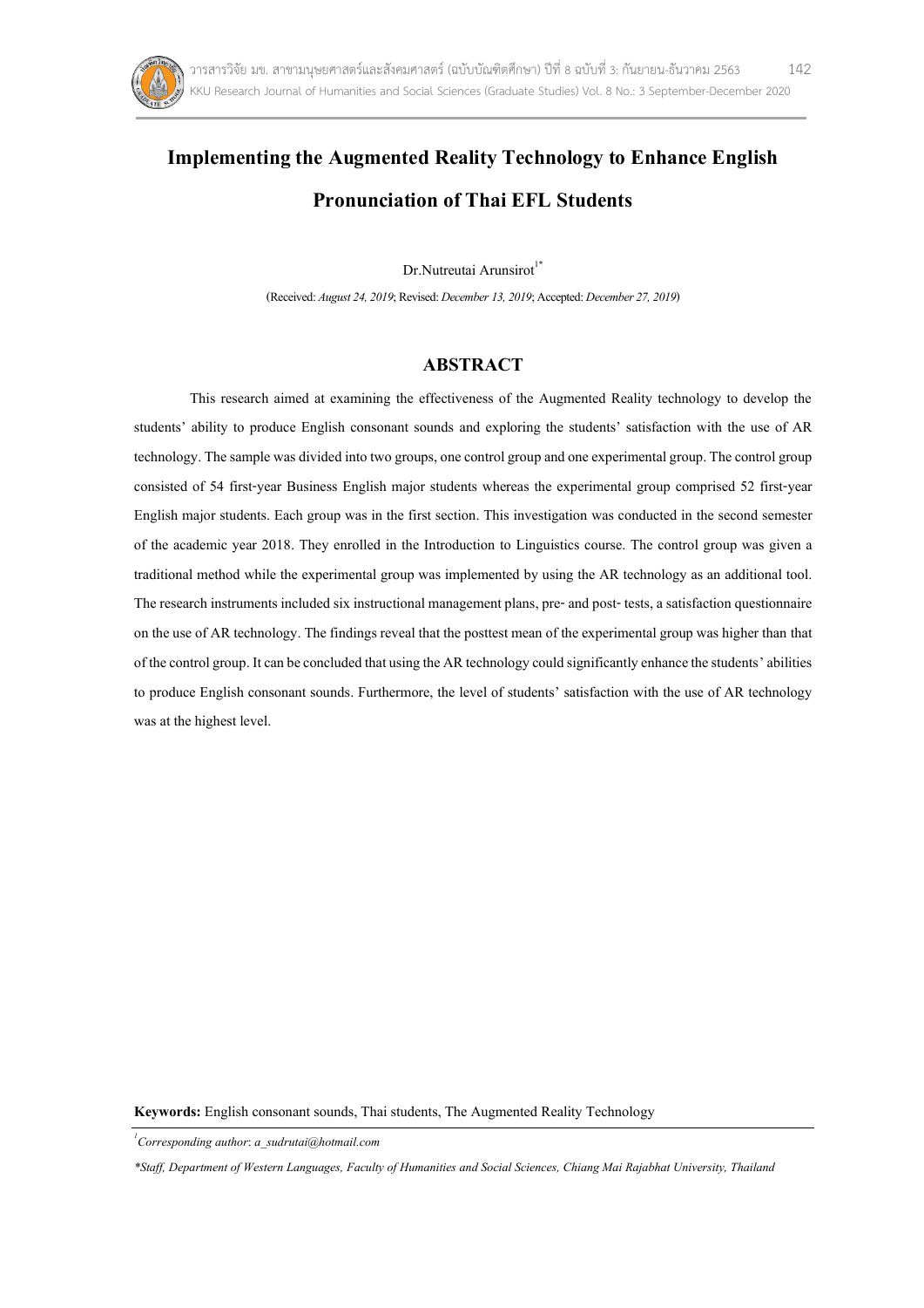# Implementing the Augmented Reality Technology to Enhance English Pronunciation of Thai EFL Students

Dr.Nutreutai Arunsirot[1*]

(Received: *August 24, 2019*; Revised: *December 13, 2019*; Accepted: *December 27, 2019*)

## ABSTRACT

This research aimed at examining the effectiveness of the Augmented Reality technology to develop the students' ability to produce English consonant sounds and exploring the students' satisfaction with the use of AR technology. The sample was divided into two groups, one control group and one experimental group. The control group consisted of 54 first-year Business English major students whereas the experimental group comprised 52 first-year English major students. Each group was in the first section. This investigation was conducted in the second semester of the academic year 2018. They enrolled in the Introduction to Linguistics course. The control group was given a traditional method while the experimental group was implemented by using the AR technology as an additional tool. The research instruments included six instructional management plans, pre- and post- tests, a satisfaction questionnaire on the use of AR technology. The findings reveal that the posttest mean of the experimental group was higher than that of the control group. It can be concluded that using the AR technology could significantly enhance the students' abilities to produce English consonant sounds. Furthermore, the level of students' satisfaction with the use of AR technology was at the highest level.

**Keywords:** English consonant sounds, Thai students, The Augmented Reality Technology

[1] *Corresponding author*: *a_sudrutai@hotmail.com*

*\*Staff, Department of Western Languages, Faculty of Humanities and Social Sciences, Chiang Mai Rajabhat University, Thailand*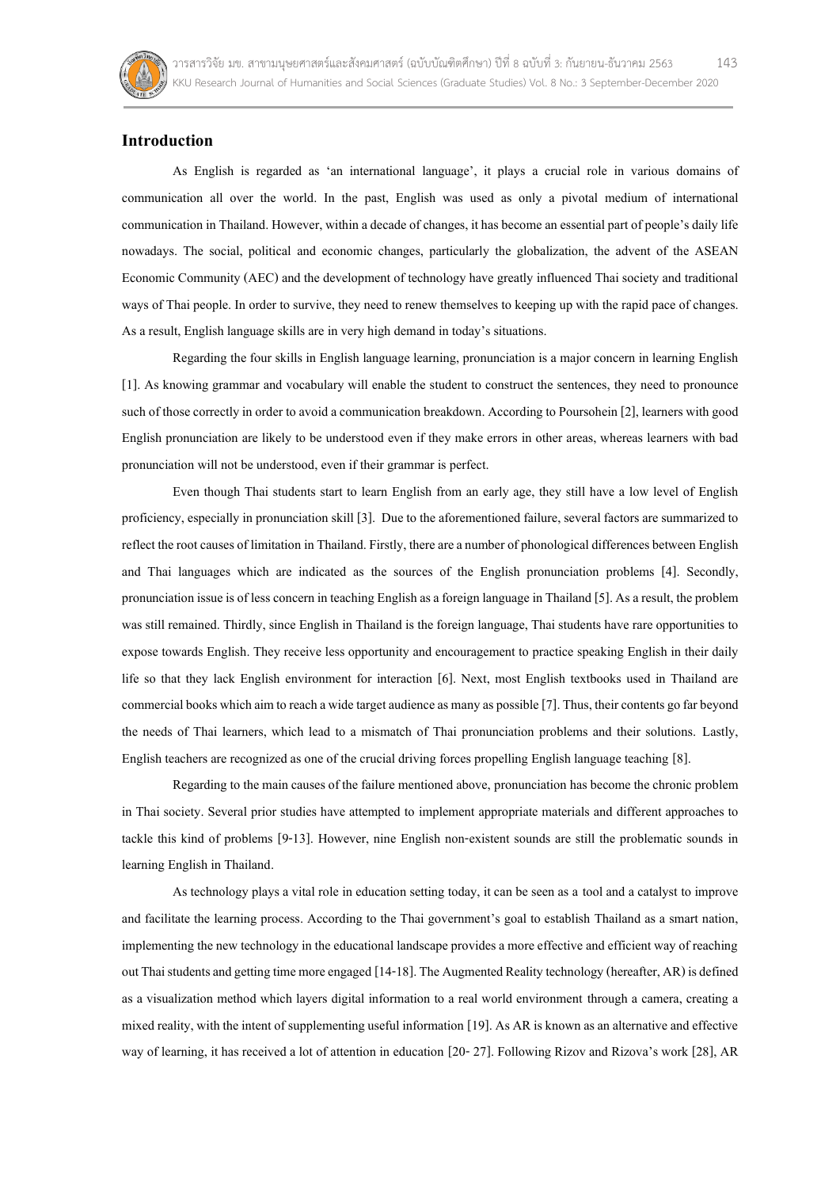## Introduction

As English is regarded as 'an international language', it plays a crucial role in various domains of communication all over the world. In the past, English was used as only a pivotal medium of international communication in Thailand. However, within a decade of changes, it has become an essential part of people's daily life nowadays. The social, political and economic changes, particularly the globalization, the advent of the ASEAN Economic Community (AEC) and the development of technology have greatly influenced Thai society and traditional ways of Thai people. In order to survive, they need to renew themselves to keeping up with the rapid pace of changes. As a result, English language skills are in very high demand in today's situations.

Regarding the four skills in English language learning, pronunciation is a major concern in learning English [1]. As knowing grammar and vocabulary will enable the student to construct the sentences, they need to pronounce such of those correctly in order to avoid a communication breakdown. According to Poursohein [2], learners with good English pronunciation are likely to be understood even if they make errors in other areas, whereas learners with bad pronunciation will not be understood, even if their grammar is perfect.

Even though Thai students start to learn English from an early age, they still have a low level of English proficiency, especially in pronunciation skill [3]. Due to the aforementioned failure, several factors are summarized to reflect the root causes of limitation in Thailand. Firstly, there are a number of phonological differences between English and Thai languages which are indicated as the sources of the English pronunciation problems [4]. Secondly, pronunciation issue is of less concern in teaching English as a foreign language in Thailand [5]. As a result, the problem was still remained. Thirdly, since English in Thailand is the foreign language, Thai students have rare opportunities to expose towards English. They receive less opportunity and encouragement to practice speaking English in their daily life so that they lack English environment for interaction [6]. Next, most English textbooks used in Thailand are commercial books which aim to reach a wide target audience as many as possible [7]. Thus, their contents go far beyond the needs of Thai learners, which lead to a mismatch of Thai pronunciation problems and their solutions. Lastly, English teachers are recognized as one of the crucial driving forces propelling English language teaching [8].

Regarding to the main causes of the failure mentioned above, pronunciation has become the chronic problem in Thai society. Several prior studies have attempted to implement appropriate materials and different approaches to tackle this kind of problems [9-13]. However, nine English non-existent sounds are still the problematic sounds in learning English in Thailand.

As technology plays a vital role in education setting today, it can be seen as a tool and a catalyst to improve and facilitate the learning process. According to the Thai government's goal to establish Thailand as a smart nation, implementing the new technology in the educational landscape provides a more effective and efficient way of reaching out Thai students and getting time more engaged [14-18]. The Augmented Reality technology (hereafter, AR) is defined as a visualization method which layers digital information to a real world environment through a camera, creating a mixed reality, with the intent of supplementing useful information [19]. As AR is known as an alternative and effective way of learning, it has received a lot of attention in education [20- 27]. Following Rizov and Rizova's work [28], AR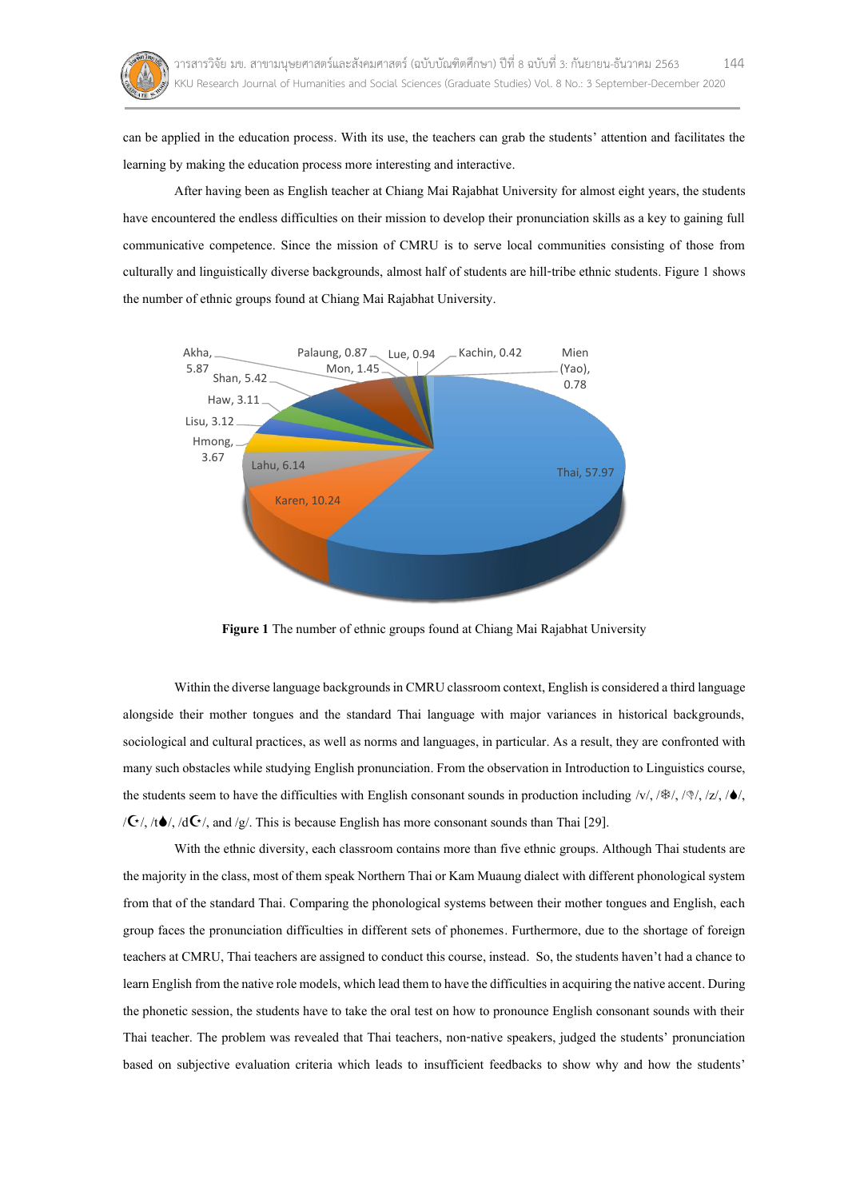can be applied in the education process. With its use, the teachers can grab the students' attention and facilitates the learning by making the education process more interesting and interactive.

After having been as English teacher at Chiang Mai Rajabhat University for almost eight years, the students have encountered the endless difficulties on their mission to develop their pronunciation skills as a key to gaining full communicative competence. Since the mission of CMRU is to serve local communities consisting of those from culturally and linguistically diverse backgrounds, almost half of students are hill-tribe ethnic students. Figure 1 shows the number of ethnic groups found at Chiang Mai Rajabhat University.

**Figure 1** The number of ethnic groups found at Chiang Mai Rajabhat University

Within the diverse language backgrounds in CMRU classroom context, English is considered a third language alongside their mother tongues and the standard Thai language with major variances in historical backgrounds, sociological and cultural practices, as well as norms and languages, in particular. As a result, they are confronted with many such obstacles while studying English pronunciation. From the observation in Introduction to Linguistics course, the students seem to have the difficulties with English consonant sounds in production including /v/, /θ/, /ð/, /z/, /ʃ/, /ʒ/, /tʃ/, /dʒ/, and /g/. This is because English has more consonant sounds than Thai [29].

With the ethnic diversity, each classroom contains more than five ethnic groups. Although Thai students are the majority in the class, most of them speak Northern Thai or Kam Muaung dialect with different phonological system from that of the standard Thai. Comparing the phonological systems between their mother tongues and English, each group faces the pronunciation difficulties in different sets of phonemes. Furthermore, due to the shortage of foreign teachers at CMRU, Thai teachers are assigned to conduct this course, instead. So, the students haven't had a chance to learn English from the native role models, which lead them to have the difficulties in acquiring the native accent. During the phonetic session, the students have to take the oral test on how to pronounce English consonant sounds with their Thai teacher. The problem was revealed that Thai teachers, non-native speakers, judged the students' pronunciation based on subjective evaluation criteria which leads to insufficient feedbacks to show why and how the students'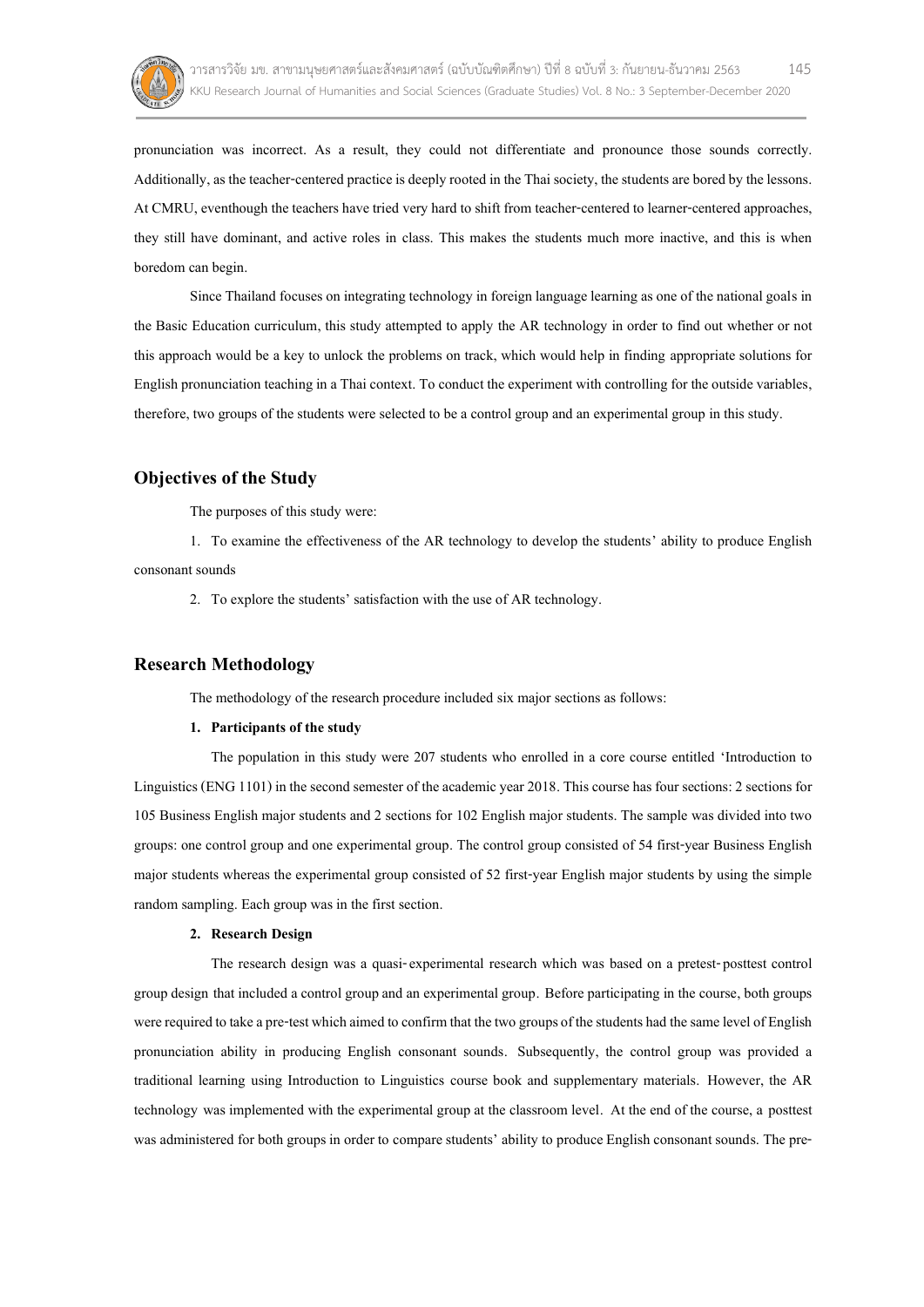pronunciation was incorrect. As a result, they could not differentiate and pronounce those sounds correctly. Additionally, as the teacher-centered practice is deeply rooted in the Thai society, the students are bored by the lessons. At CMRU, eventhough the teachers have tried very hard to shift from teacher-centered to learner-centered approaches, they still have dominant, and active roles in class. This makes the students much more inactive, and this is when boredom can begin.

Since Thailand focuses on integrating technology in foreign language learning as one of the national goals in the Basic Education curriculum, this study attempted to apply the AR technology in order to find out whether or not this approach would be a key to unlock the problems on track, which would help in finding appropriate solutions for English pronunciation teaching in a Thai context. To conduct the experiment with controlling for the outside variables, therefore, two groups of the students were selected to be a control group and an experimental group in this study.

## Objectives of the Study

The purposes of this study were:

1. To examine the effectiveness of the AR technology to develop the students' ability to produce English consonant sounds
2. To explore the students' satisfaction with the use of AR technology.

## Research Methodology

The methodology of the research procedure included six major sections as follows:

**1. Participants of the study**

The population in this study were 207 students who enrolled in a core course entitled 'Introduction to Linguistics (ENG 1101) in the second semester of the academic year 2018. This course has four sections: 2 sections for 105 Business English major students and 2 sections for 102 English major students. The sample was divided into two groups: one control group and one experimental group. The control group consisted of 54 first-year Business English major students whereas the experimental group consisted of 52 first-year English major students by using the simple random sampling. Each group was in the first section.

**2. Research Design**

The research design was a quasi-experimental research which was based on a pretest-posttest control group design that included a control group and an experimental group. Before participating in the course, both groups were required to take a pre-test which aimed to confirm that the two groups of the students had the same level of English pronunciation ability in producing English consonant sounds. Subsequently, the control group was provided a traditional learning using Introduction to Linguistics course book and supplementary materials. However, the AR technology was implemented with the experimental group at the classroom level. At the end of the course, a posttest was administered for both groups in order to compare students' ability to produce English consonant sounds. The pre-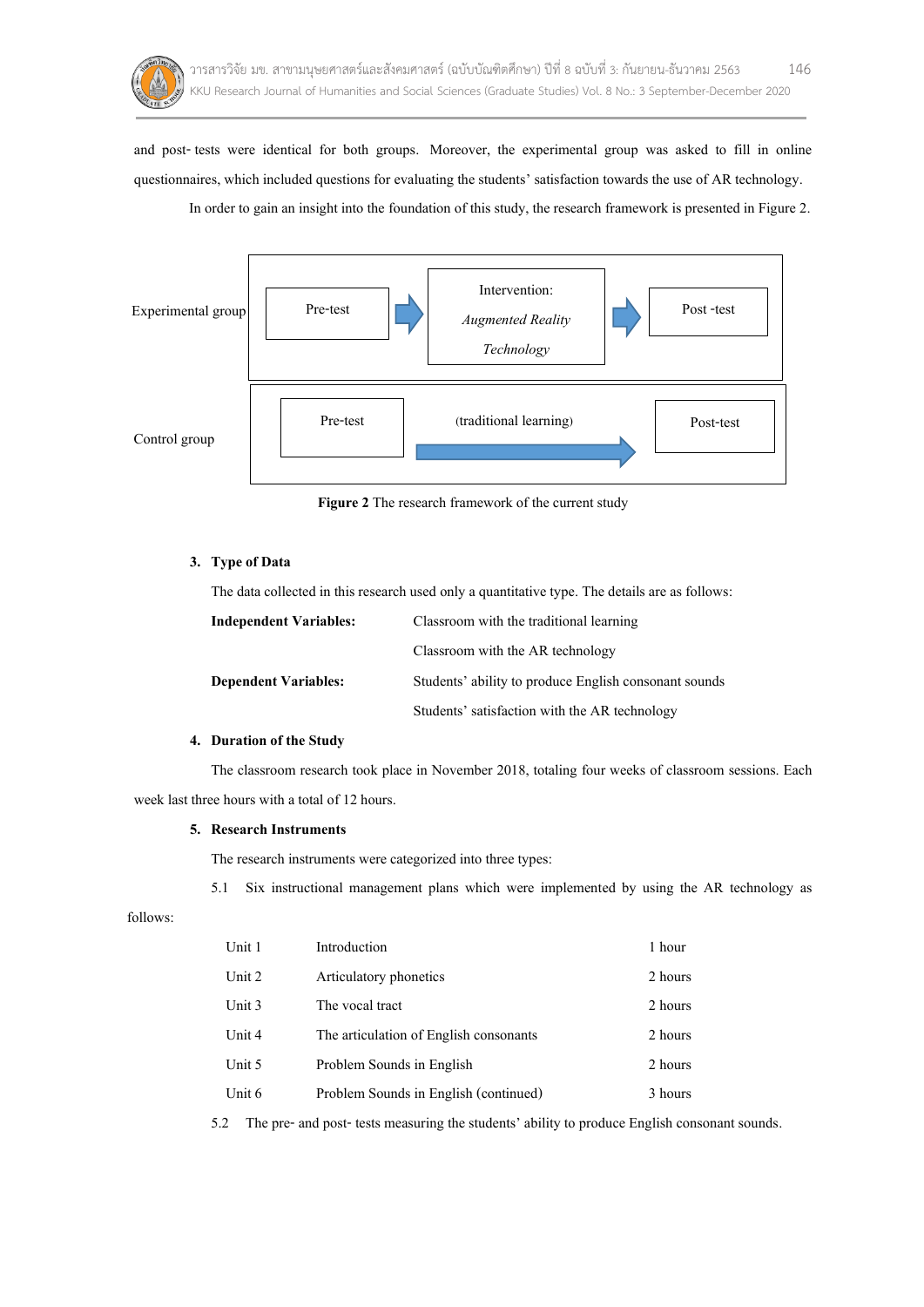and post- tests were identical for both groups. Moreover, the experimental group was asked to fill in online questionnaires, which included questions for evaluating the students' satisfaction towards the use of AR technology.

In order to gain an insight into the foundation of this study, the research framework is presented in Figure 2.

| | | | |
|---|---|---|---|
| Experimental group | Pre-test → | Intervention: *Augmented Reality Technology* → | Post -test |
| Control group | Pre-test | (traditional learning) → | Post-test |

**Figure 2** The research framework of the current study

**3. Type of Data**

The data collected in this research used only a quantitative type. The details are as follows:

| | |
|---|---|
| **Independent Variables:** | Classroom with the traditional learning |
| | Classroom with the AR technology |
| **Dependent Variables:** | Students' ability to produce English consonant sounds |
| | Students' satisfaction with the AR technology |

**4. Duration of the Study**

The classroom research took place in November 2018, totaling four weeks of classroom sessions. Each week last three hours with a total of 12 hours.

**5. Research Instruments**

The research instruments were categorized into three types:

5.1 Six instructional management plans which were implemented by using the AR technology as follows:

| | | |
|---|---|---|
| Unit 1 | Introduction | 1 hour |
| Unit 2 | Articulatory phonetics | 2 hours |
| Unit 3 | The vocal tract | 2 hours |
| Unit 4 | The articulation of English consonants | 2 hours |
| Unit 5 | Problem Sounds in English | 2 hours |
| Unit 6 | Problem Sounds in English (continued) | 3 hours |

5.2 The pre- and post- tests measuring the students' ability to produce English consonant sounds.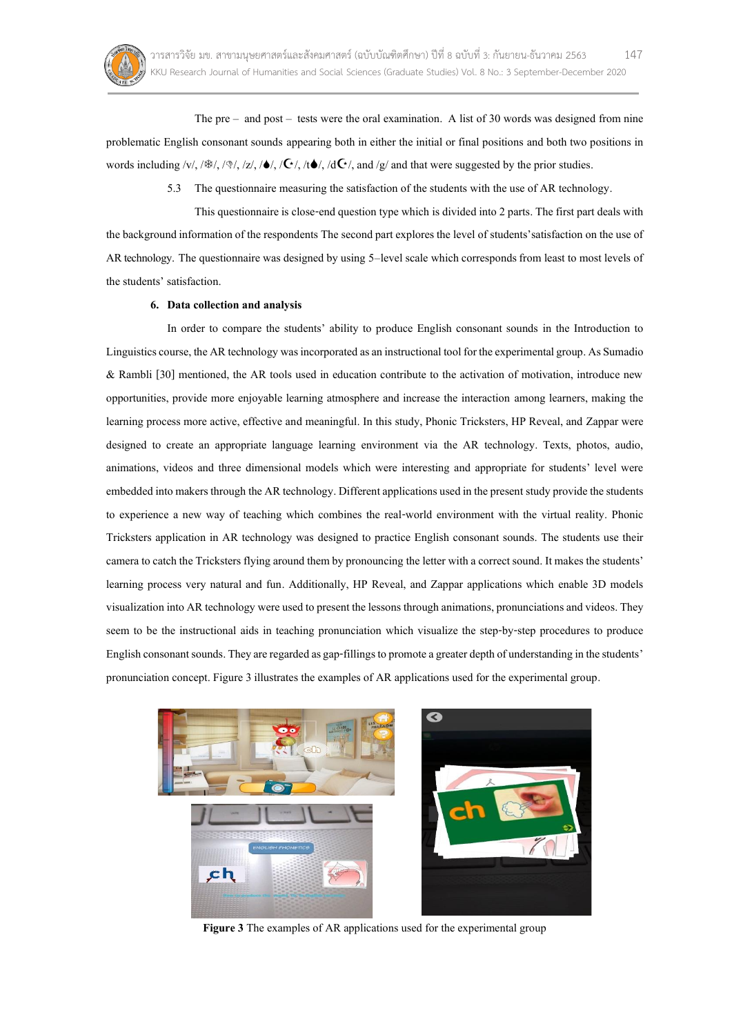The pre – and post – tests were the oral examination. A list of 30 words was designed from nine problematic English consonant sounds appearing both in either the initial or final positions and both two positions in words including /v/, /❄/, /♁/, /z/, /♠/, /☪/, /t♠/, /d☪/, and /g/ and that were suggested by the prior studies.

5.3 The questionnaire measuring the satisfaction of the students with the use of AR technology.

This questionnaire is close-end question type which is divided into 2 parts. The first part deals with the background information of the respondents The second part explores the level of students'satisfaction on the use of AR technology. The questionnaire was designed by using 5–level scale which corresponds from least to most levels of the students' satisfaction.

**6. Data collection and analysis**

In order to compare the students' ability to produce English consonant sounds in the Introduction to Linguistics course, the AR technology was incorporated as an instructional tool for the experimental group. As Sumadio & Rambli [30] mentioned, the AR tools used in education contribute to the activation of motivation, introduce new opportunities, provide more enjoyable learning atmosphere and increase the interaction among learners, making the learning process more active, effective and meaningful. In this study, Phonic Tricksters, HP Reveal, and Zappar were designed to create an appropriate language learning environment via the AR technology. Texts, photos, audio, animations, videos and three dimensional models which were interesting and appropriate for students' level were embedded into makers through the AR technology. Different applications used in the present study provide the students to experience a new way of teaching which combines the real-world environment with the virtual reality. Phonic Tricksters application in AR technology was designed to practice English consonant sounds. The students use their camera to catch the Tricksters flying around them by pronouncing the letter with a correct sound. It makes the students' learning process very natural and fun. Additionally, HP Reveal, and Zappar applications which enable 3D models visualization into AR technology were used to present the lessons through animations, pronunciations and videos. They seem to be the instructional aids in teaching pronunciation which visualize the step-by-step procedures to produce English consonant sounds. They are regarded as gap-fillings to promote a greater depth of understanding in the students' pronunciation concept. Figure 3 illustrates the examples of AR applications used for the experimental group.

**Figure 3** The examples of AR applications used for the experimental group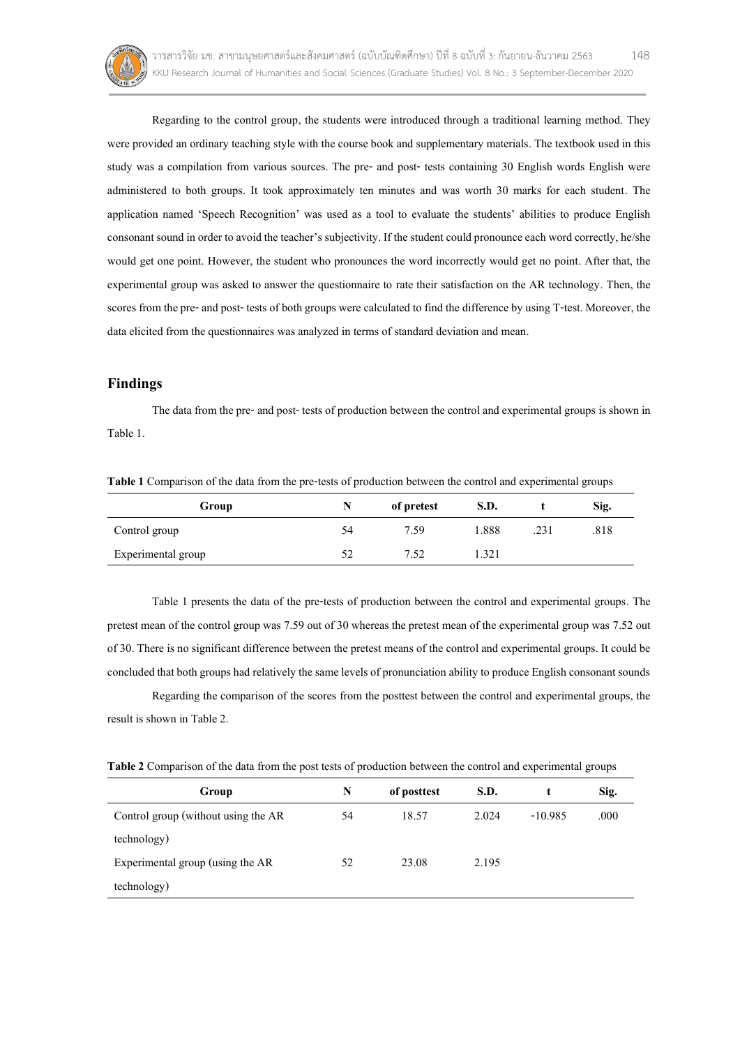Regarding to the control group, the students were introduced through a traditional learning method. They were provided an ordinary teaching style with the course book and supplementary materials. The textbook used in this study was a compilation from various sources. The pre- and post- tests containing 30 English words English were administered to both groups. It took approximately ten minutes and was worth 30 marks for each student. The application named 'Speech Recognition' was used as a tool to evaluate the students' abilities to produce English consonant sound in order to avoid the teacher's subjectivity. If the student could pronounce each word correctly, he/she would get one point. However, the student who pronounces the word incorrectly would get no point. After that, the experimental group was asked to answer the questionnaire to rate their satisfaction on the AR technology. Then, the scores from the pre- and post- tests of both groups were calculated to find the difference by using T-test. Moreover, the data elicited from the questionnaires was analyzed in terms of standard deviation and mean.

## Findings

The data from the pre- and post- tests of production between the control and experimental groups is shown in Table 1.

**Table 1** Comparison of the data from the pre-tests of production between the control and experimental groups

| Group | N | of pretest | S.D. | t | Sig. |
|---|---|---|---|---|---|
| Control group | 54 | 7.59 | 1.888 | .231 | .818 |
| Experimental group | 52 | 7.52 | 1.321 | | |

Table 1 presents the data of the pre-tests of production between the control and experimental groups. The pretest mean of the control group was 7.59 out of 30 whereas the pretest mean of the experimental group was 7.52 out of 30. There is no significant difference between the pretest means of the control and experimental groups. It could be concluded that both groups had relatively the same levels of pronunciation ability to produce English consonant sounds

Regarding the comparison of the scores from the posttest between the control and experimental groups, the result is shown in Table 2.

**Table 2** Comparison of the data from the post tests of production between the control and experimental groups

| Group | N | of posttest | S.D. | t | Sig. |
|---|---|---|---|---|---|
| Control group (without using the AR technology) | 54 | 18.57 | 2.024 | -10.985 | .000 |
| Experimental group (using the AR technology) | 52 | 23.08 | 2.195 | | |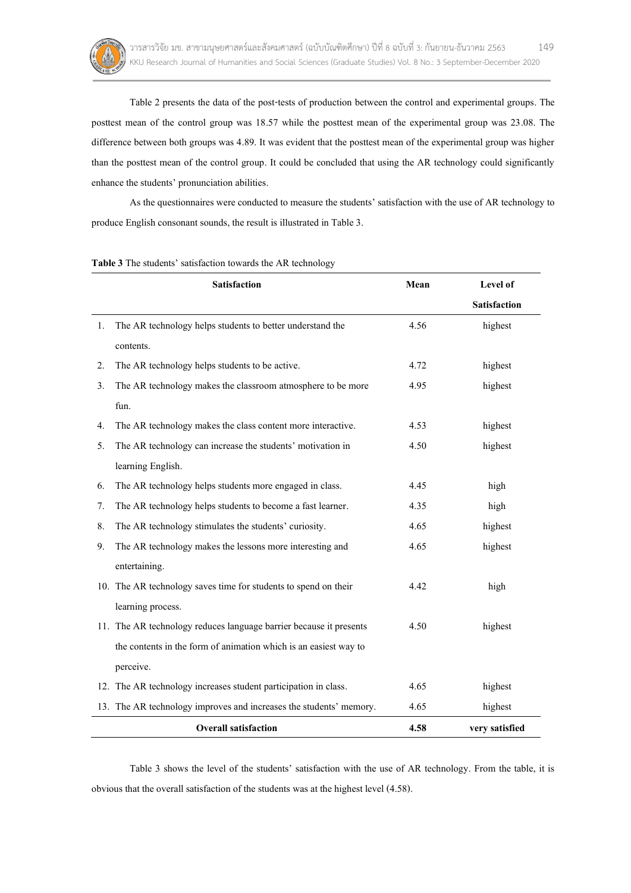Table 2 presents the data of the post-tests of production between the control and experimental groups. The posttest mean of the control group was 18.57 while the posttest mean of the experimental group was 23.08. The difference between both groups was 4.89. It was evident that the posttest mean of the experimental group was higher than the posttest mean of the control group. It could be concluded that using the AR technology could significantly enhance the students' pronunciation abilities.

As the questionnaires were conducted to measure the students' satisfaction with the use of AR technology to produce English consonant sounds, the result is illustrated in Table 3.

**Table 3** The students' satisfaction towards the AR technology

| Satisfaction | Mean | Level of Satisfaction |
|---|---|---|
| 1. The AR technology helps students to better understand the contents. | 4.56 | highest |
| 2. The AR technology helps students to be active. | 4.72 | highest |
| 3. The AR technology makes the classroom atmosphere to be more fun. | 4.95 | highest |
| 4. The AR technology makes the class content more interactive. | 4.53 | highest |
| 5. The AR technology can increase the students' motivation in learning English. | 4.50 | highest |
| 6. The AR technology helps students more engaged in class. | 4.45 | high |
| 7. The AR technology helps students to become a fast learner. | 4.35 | high |
| 8. The AR technology stimulates the students' curiosity. | 4.65 | highest |
| 9. The AR technology makes the lessons more interesting and entertaining. | 4.65 | highest |
| 10. The AR technology saves time for students to spend on their learning process. | 4.42 | high |
| 11. The AR technology reduces language barrier because it presents the contents in the form of animation which is an easiest way to perceive. | 4.50 | highest |
| 12. The AR technology increases student participation in class. | 4.65 | highest |
| 13. The AR technology improves and increases the students' memory. | 4.65 | highest |
| **Overall satisfaction** | **4.58** | **very satisfied** |

Table 3 shows the level of the students' satisfaction with the use of AR technology. From the table, it is obvious that the overall satisfaction of the students was at the highest level (4.58).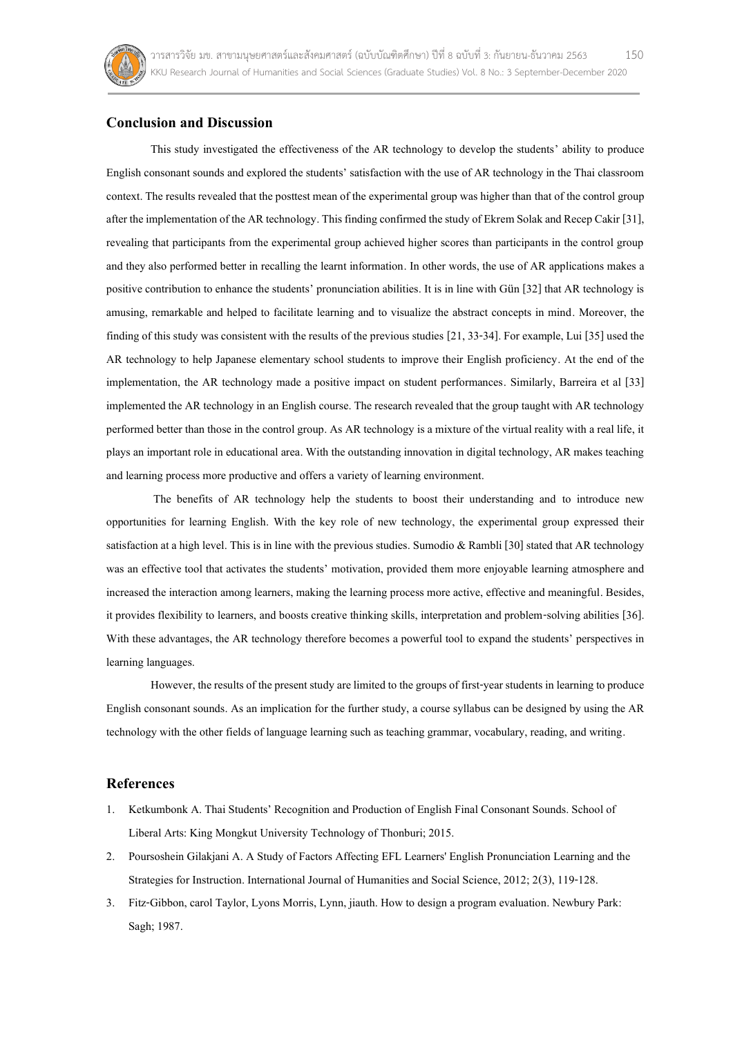## Conclusion and Discussion

This study investigated the effectiveness of the AR technology to develop the students' ability to produce English consonant sounds and explored the students' satisfaction with the use of AR technology in the Thai classroom context. The results revealed that the posttest mean of the experimental group was higher than that of the control group after the implementation of the AR technology. This finding confirmed the study of Ekrem Solak and Recep Cakir [31], revealing that participants from the experimental group achieved higher scores than participants in the control group and they also performed better in recalling the learnt information. In other words, the use of AR applications makes a positive contribution to enhance the students' pronunciation abilities. It is in line with Gün [32] that AR technology is amusing, remarkable and helped to facilitate learning and to visualize the abstract concepts in mind. Moreover, the finding of this study was consistent with the results of the previous studies [21, 33-34]. For example, Lui [35] used the AR technology to help Japanese elementary school students to improve their English proficiency. At the end of the implementation, the AR technology made a positive impact on student performances. Similarly, Barreira et al [33] implemented the AR technology in an English course. The research revealed that the group taught with AR technology performed better than those in the control group. As AR technology is a mixture of the virtual reality with a real life, it plays an important role in educational area. With the outstanding innovation in digital technology, AR makes teaching and learning process more productive and offers a variety of learning environment.

The benefits of AR technology help the students to boost their understanding and to introduce new opportunities for learning English. With the key role of new technology, the experimental group expressed their satisfaction at a high level. This is in line with the previous studies. Sumodio & Rambli [30] stated that AR technology was an effective tool that activates the students' motivation, provided them more enjoyable learning atmosphere and increased the interaction among learners, making the learning process more active, effective and meaningful. Besides, it provides flexibility to learners, and boosts creative thinking skills, interpretation and problem-solving abilities [36]. With these advantages, the AR technology therefore becomes a powerful tool to expand the students' perspectives in learning languages.

However, the results of the present study are limited to the groups of first-year students in learning to produce English consonant sounds. As an implication for the further study, a course syllabus can be designed by using the AR technology with the other fields of language learning such as teaching grammar, vocabulary, reading, and writing.

## References

1. Ketkumbonk A. Thai Students' Recognition and Production of English Final Consonant Sounds. School of Liberal Arts: King Mongkut University Technology of Thonburi; 2015.
2. Poursoshein Gilakjani A. A Study of Factors Affecting EFL Learners' English Pronunciation Learning and the Strategies for Instruction. International Journal of Humanities and Social Science, 2012; 2(3), 119-128.
3. Fitz-Gibbon, carol Taylor, Lyons Morris, Lynn, jiauth. How to design a program evaluation. Newbury Park: Sagh; 1987.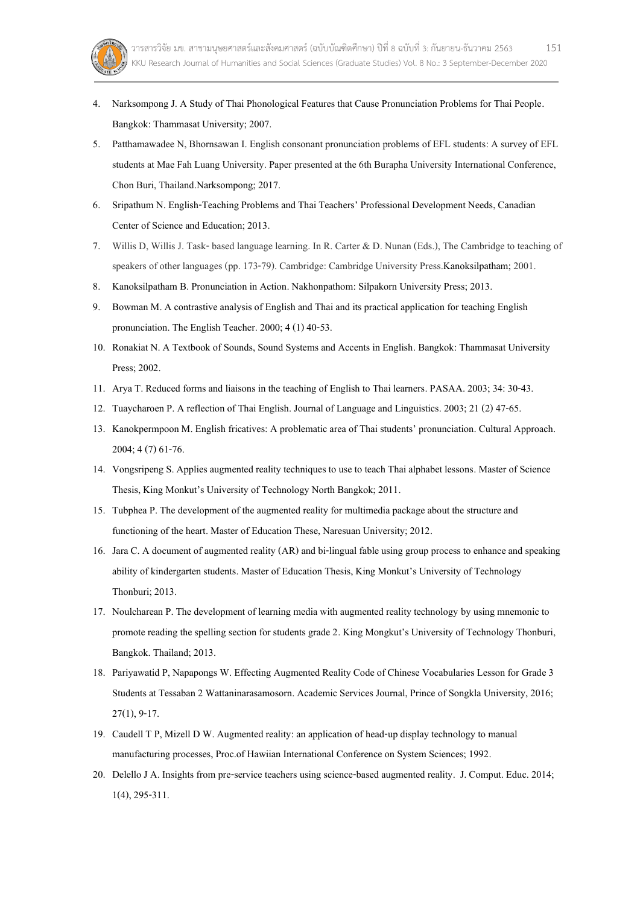4. Narksompong J. A Study of Thai Phonological Features that Cause Pronunciation Problems for Thai People. Bangkok: Thammasat University; 2007.
5. Patthamawadee N, Bhornsawan I. English consonant pronunciation problems of EFL students: A survey of EFL students at Mae Fah Luang University. Paper presented at the 6th Burapha University International Conference, Chon Buri, Thailand.Narksompong; 2017.
6. Sripathum N. English-Teaching Problems and Thai Teachers' Professional Development Needs, Canadian Center of Science and Education; 2013.
7. Willis D, Willis J. Task- based language learning. In R. Carter & D. Nunan (Eds.), The Cambridge to teaching of speakers of other languages (pp. 173-79). Cambridge: Cambridge University Press.Kanoksilpatham; 2001.
8. Kanoksilpatham B. Pronunciation in Action. Nakhonpathom: Silpakorn University Press; 2013.
9. Bowman M. A contrastive analysis of English and Thai and its practical application for teaching English pronunciation. The English Teacher. 2000; 4 (1) 40-53.
10. Ronakiat N. A Textbook of Sounds, Sound Systems and Accents in English. Bangkok: Thammasat University Press; 2002.
11. Arya T. Reduced forms and liaisons in the teaching of English to Thai learners. PASAA. 2003; 34: 30-43.
12. Tuaycharoen P. A reflection of Thai English. Journal of Language and Linguistics. 2003; 21 (2) 47-65.
13. Kanokpermpoon M. English fricatives: A problematic area of Thai students' pronunciation. Cultural Approach. 2004; 4 (7) 61-76.
14. Vongsripeng S. Applies augmented reality techniques to use to teach Thai alphabet lessons. Master of Science Thesis, King Monkut's University of Technology North Bangkok; 2011.
15. Tubphea P. The development of the augmented reality for multimedia package about the structure and functioning of the heart. Master of Education These, Naresuan University; 2012.
16. Jara C. A document of augmented reality (AR) and bi-lingual fable using group process to enhance and speaking ability of kindergarten students. Master of Education Thesis, King Monkut's University of Technology Thonburi; 2013.
17. Noulcharean P. The development of learning media with augmented reality technology by using mnemonic to promote reading the spelling section for students grade 2. King Mongkut's University of Technology Thonburi, Bangkok. Thailand; 2013.
18. Pariyawatid P, Napapongs W. Effecting Augmented Reality Code of Chinese Vocabularies Lesson for Grade 3 Students at Tessaban 2 Wattaninarasamosorn. Academic Services Journal, Prince of Songkla University, 2016; 27(1), 9-17.
19. Caudell T P, Mizell D W. Augmented reality: an application of head-up display technology to manual manufacturing processes, Proc.of Hawiian International Conference on System Sciences; 1992.
20. Delello J A. Insights from pre-service teachers using science-based augmented reality. J. Comput. Educ. 2014; 1(4), 295-311.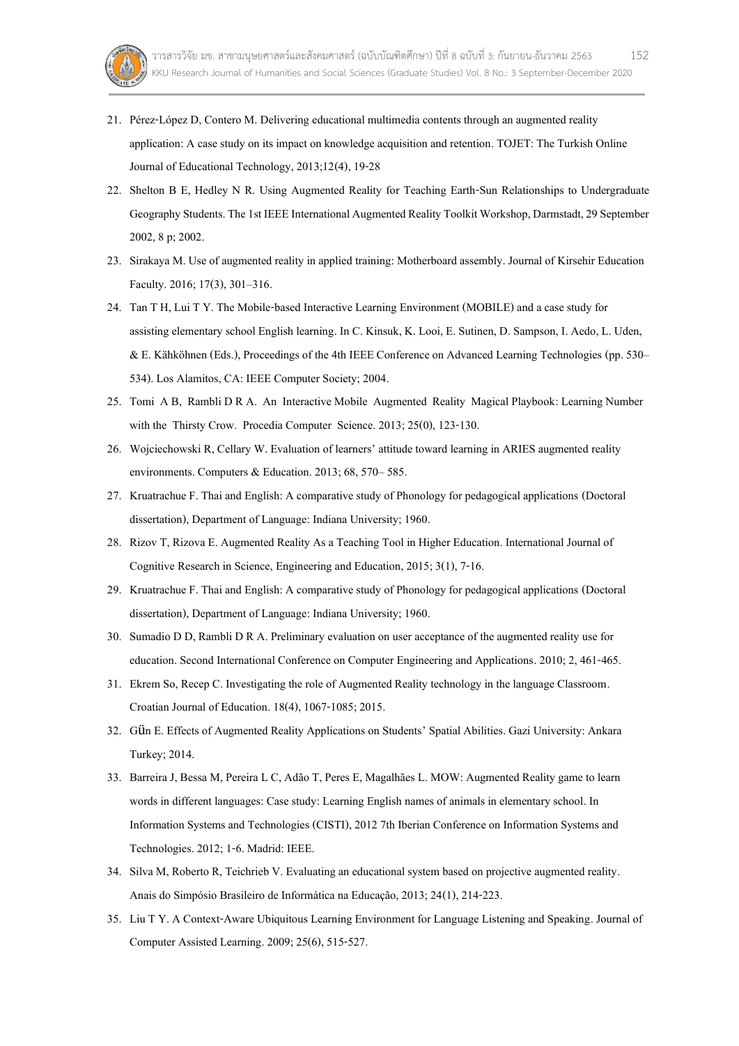21. Pérez-López D, Contero M. Delivering educational multimedia contents through an augmented reality application: A case study on its impact on knowledge acquisition and retention. TOJET: The Turkish Online Journal of Educational Technology, 2013;12(4), 19-28
22. Shelton B E, Hedley N R. Using Augmented Reality for Teaching Earth-Sun Relationships to Undergraduate Geography Students. The 1st IEEE International Augmented Reality Toolkit Workshop, Darmstadt, 29 September 2002, 8 p; 2002.
23. Sirakaya M. Use of augmented reality in applied training: Motherboard assembly. Journal of Kirsehir Education Faculty. 2016; 17(3), 301–316.
24. Tan T H, Lui T Y. The Mobile-based Interactive Learning Environment (MOBILE) and a case study for assisting elementary school English learning. In C. Kinsuk, K. Looi, E. Sutinen, D. Sampson, I. Aedo, L. Uden, & E. Kähköhnen (Eds.), Proceedings of the 4th IEEE Conference on Advanced Learning Technologies (pp. 530–534). Los Alamitos, CA: IEEE Computer Society; 2004.
25. Tomi A B, Rambli D R A. An Interactive Mobile Augmented Reality Magical Playbook: Learning Number with the Thirsty Crow. Procedia Computer Science. 2013; 25(0), 123-130.
26. Wojciechowski R, Cellary W. Evaluation of learners' attitude toward learning in ARIES augmented reality environments. Computers & Education. 2013; 68, 570– 585.
27. Kruatrachue F. Thai and English: A comparative study of Phonology for pedagogical applications (Doctoral dissertation), Department of Language: Indiana University; 1960.
28. Rizov T, Rizova E. Augmented Reality As a Teaching Tool in Higher Education. International Journal of Cognitive Research in Science, Engineering and Education, 2015; 3(1), 7-16.
29. Kruatrachue F. Thai and English: A comparative study of Phonology for pedagogical applications (Doctoral dissertation), Department of Language: Indiana University; 1960.
30. Sumadio D D, Rambli D R A. Preliminary evaluation on user acceptance of the augmented reality use for education. Second International Conference on Computer Engineering and Applications. 2010; 2, 461-465.
31. Ekrem So, Recep C. Investigating the role of Augmented Reality technology in the language Classroom. Croatian Journal of Education. 18(4), 1067-1085; 2015.
32. Gün E. Effects of Augmented Reality Applications on Students' Spatial Abilities. Gazi University: Ankara Turkey; 2014.
33. Barreira J, Bessa M, Pereira L C, Adão T, Peres E, Magalhães L. MOW: Augmented Reality game to learn words in different languages: Case study: Learning English names of animals in elementary school. In Information Systems and Technologies (CISTI), 2012 7th Iberian Conference on Information Systems and Technologies. 2012; 1-6. Madrid: IEEE.
34. Silva M, Roberto R, Teichrieb V. Evaluating an educational system based on projective augmented reality. Anais do Simpósio Brasileiro de Informática na Educação, 2013; 24(1), 214-223.
35. Liu T Y. A Context-Aware Ubiquitous Learning Environment for Language Listening and Speaking. Journal of Computer Assisted Learning. 2009; 25(6), 515-527.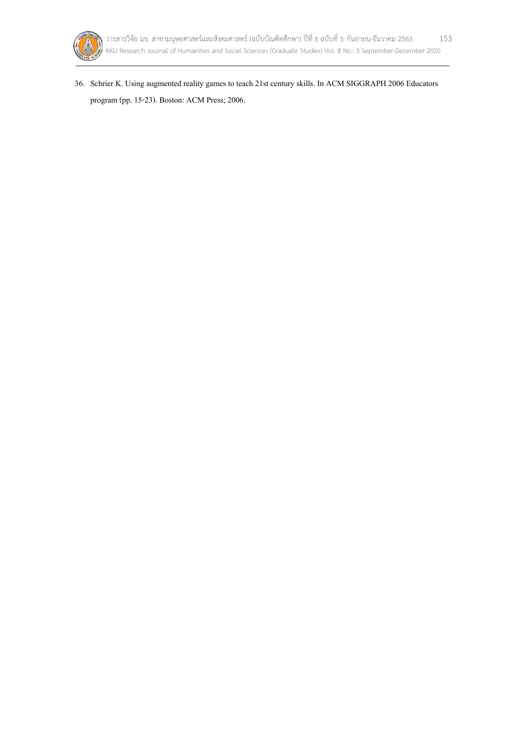36. Schrier K. Using augmented reality games to teach 21st century skills. In ACM SIGGRAPH 2006 Educators program (pp. 15-23). Boston: ACM Press; 2006.